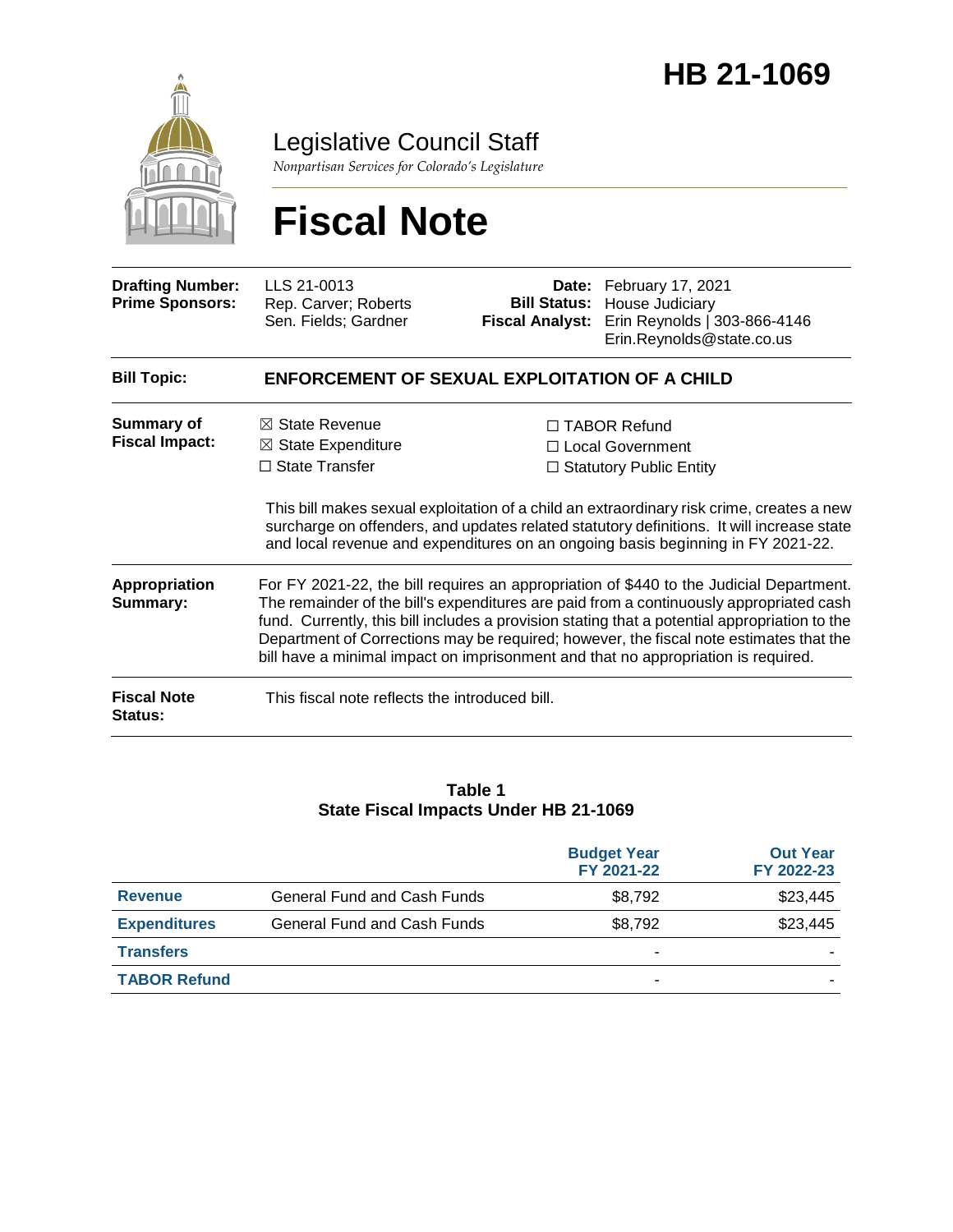# HB 21-1069

## Legislative Council Staff

*Nonpartisan Services for Colorado's Legislature*

# Fiscal Note

| | | | |
|---|---|---|---|
| **Drafting Number:** | LLS 21-0013 | **Date:** | February 17, 2021 |
| **Prime Sponsors:** | Rep. Carver; Roberts<br>Sen. Fields; Gardner | **Bill Status:** | House Judiciary |
| | | **Fiscal Analyst:** | Erin Reynolds \| 303-866-4146<br>Erin.Reynolds@state.co.us |

| | |
|---|---|
| **Bill Topic:** | **ENFORCEMENT OF SEXUAL EXPLOITATION OF A CHILD** |
| **Summary of Fiscal Impact:** | ☒ State Revenue ☒ State Expenditure ☐ State Transfer ☐ TABOR Refund ☐ Local Government ☐ Statutory Public Entity<br><br>This bill makes sexual exploitation of a child an extraordinary risk crime, creates a new surcharge on offenders, and updates related statutory definitions. It will increase state and local revenue and expenditures on an ongoing basis beginning in FY 2021-22. |
| **Appropriation Summary:** | For FY 2021-22, the bill requires an appropriation of $440 to the Judicial Department. The remainder of the bill's expenditures are paid from a continuously appropriated cash fund. Currently, this bill includes a provision stating that a potential appropriation to the Department of Corrections may be required; however, the fiscal note estimates that the bill have a minimal impact on imprisonment and that no appropriation is required. |
| **Fiscal Note Status:** | This fiscal note reflects the introduced bill. |

**Table 1**
**State Fiscal Impacts Under HB 21-1069**

| | | Budget Year FY 2021-22 | Out Year FY 2022-23 |
|---|---|---:|---:|
| **Revenue** | General Fund and Cash Funds | $8,792 | $23,445 |
| **Expenditures** | General Fund and Cash Funds | $8,792 | $23,445 |
| **Transfers** | | - | - |
| **TABOR Refund** | | - | - |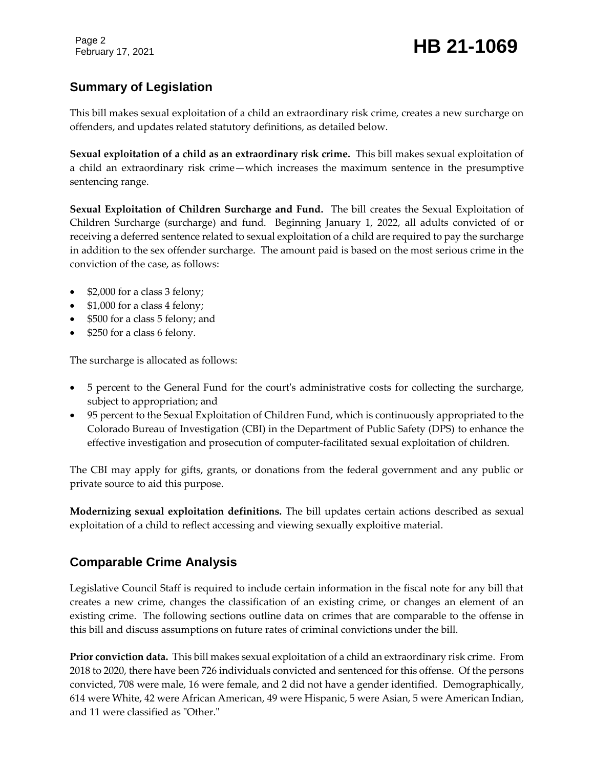## Summary of Legislation

This bill makes sexual exploitation of a child an extraordinary risk crime, creates a new surcharge on offenders, and updates related statutory definitions, as detailed below.

**Sexual exploitation of a child as an extraordinary risk crime.** This bill makes sexual exploitation of a child an extraordinary risk crime—which increases the maximum sentence in the presumptive sentencing range.

**Sexual Exploitation of Children Surcharge and Fund.** The bill creates the Sexual Exploitation of Children Surcharge (surcharge) and fund. Beginning January 1, 2022, all adults convicted of or receiving a deferred sentence related to sexual exploitation of a child are required to pay the surcharge in addition to the sex offender surcharge. The amount paid is based on the most serious crime in the conviction of the case, as follows:

- $2,000 for a class 3 felony;
- $1,000 for a class 4 felony;
- $500 for a class 5 felony; and
- $250 for a class 6 felony.

The surcharge is allocated as follows:

- 5 percent to the General Fund for the court's administrative costs for collecting the surcharge, subject to appropriation; and
- 95 percent to the Sexual Exploitation of Children Fund, which is continuously appropriated to the Colorado Bureau of Investigation (CBI) in the Department of Public Safety (DPS) to enhance the effective investigation and prosecution of computer-facilitated sexual exploitation of children.

The CBI may apply for gifts, grants, or donations from the federal government and any public or private source to aid this purpose.

**Modernizing sexual exploitation definitions.** The bill updates certain actions described as sexual exploitation of a child to reflect accessing and viewing sexually exploitive material.

## Comparable Crime Analysis

Legislative Council Staff is required to include certain information in the fiscal note for any bill that creates a new crime, changes the classification of an existing crime, or changes an element of an existing crime. The following sections outline data on crimes that are comparable to the offense in this bill and discuss assumptions on future rates of criminal convictions under the bill.

**Prior conviction data.** This bill makes sexual exploitation of a child an extraordinary risk crime. From 2018 to 2020, there have been 726 individuals convicted and sentenced for this offense. Of the persons convicted, 708 were male, 16 were female, and 2 did not have a gender identified. Demographically, 614 were White, 42 were African American, 49 were Hispanic, 5 were Asian, 5 were American Indian, and 11 were classified as "Other."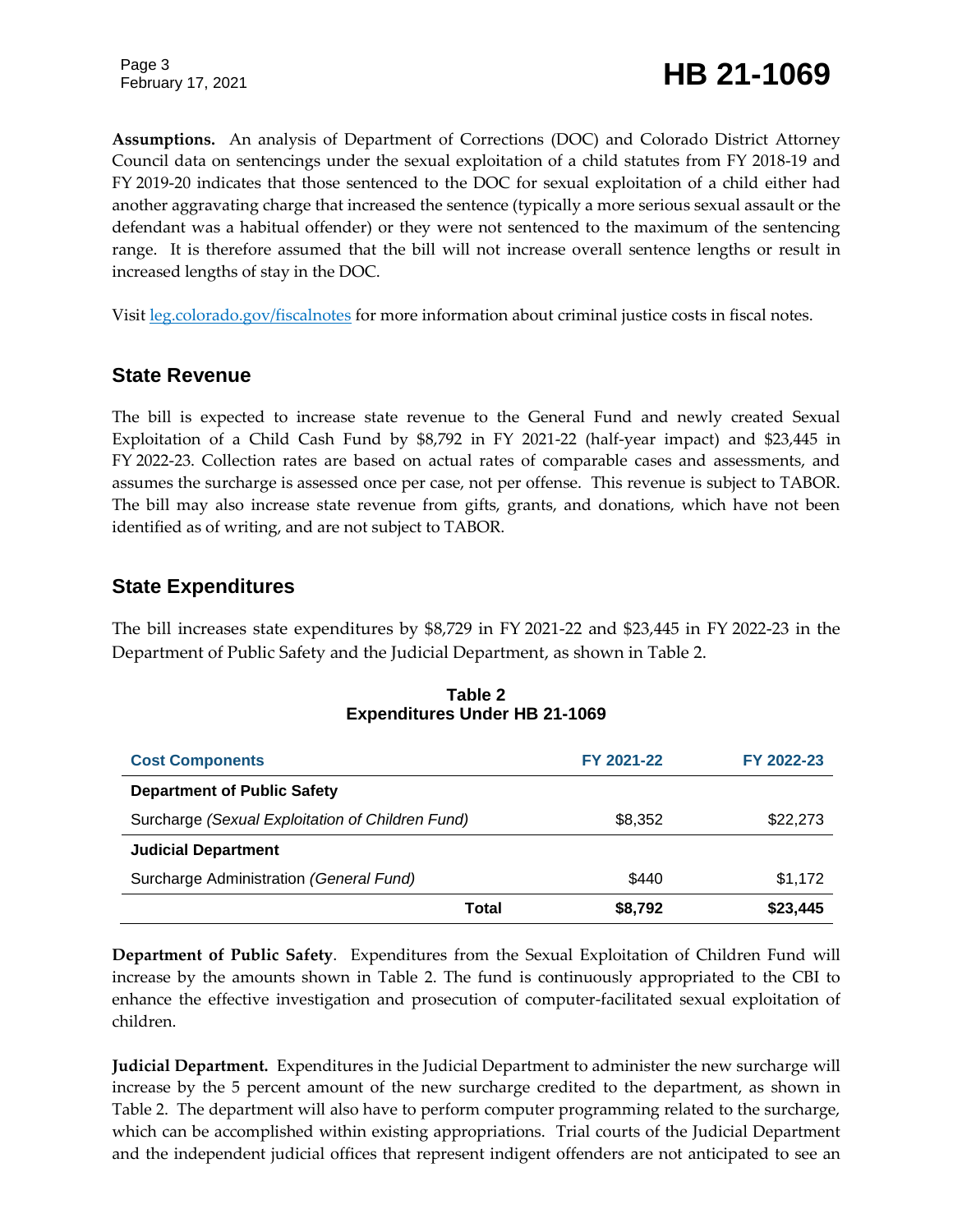**Assumptions.** An analysis of Department of Corrections (DOC) and Colorado District Attorney Council data on sentencings under the sexual exploitation of a child statutes from FY 2018-19 and FY 2019-20 indicates that those sentenced to the DOC for sexual exploitation of a child either had another aggravating charge that increased the sentence (typically a more serious sexual assault or the defendant was a habitual offender) or they were not sentenced to the maximum of the sentencing range. It is therefore assumed that the bill will not increase overall sentence lengths or result in increased lengths of stay in the DOC.

Visit [leg.colorado.gov/fiscalnotes](leg.colorado.gov/fiscalnotes) for more information about criminal justice costs in fiscal notes.

## State Revenue

The bill is expected to increase state revenue to the General Fund and newly created Sexual Exploitation of a Child Cash Fund by $8,792 in FY 2021-22 (half-year impact) and $23,445 in FY 2022-23. Collection rates are based on actual rates of comparable cases and assessments, and assumes the surcharge is assessed once per case, not per offense. This revenue is subject to TABOR. The bill may also increase state revenue from gifts, grants, and donations, which have not been identified as of writing, and are not subject to TABOR.

## State Expenditures

The bill increases state expenditures by $8,729 in FY 2021-22 and $23,445 in FY 2022-23 in the Department of Public Safety and the Judicial Department, as shown in Table 2.

**Table 2**
**Expenditures Under HB 21-1069**

| Cost Components | FY 2021-22 | FY 2022-23 |
|---|---|---|
| **Department of Public Safety** | | |
| Surcharge *(Sexual Exploitation of Children Fund)* | $8,352 | $22,273 |
| **Judicial Department** | | |
| Surcharge Administration *(General Fund)* | $440 | $1,172 |
| **Total** | **$8,792** | **$23,445** |

**Department of Public Safety**. Expenditures from the Sexual Exploitation of Children Fund will increase by the amounts shown in Table 2. The fund is continuously appropriated to the CBI to enhance the effective investigation and prosecution of computer-facilitated sexual exploitation of children.

**Judicial Department.** Expenditures in the Judicial Department to administer the new surcharge will increase by the 5 percent amount of the new surcharge credited to the department, as shown in Table 2. The department will also have to perform computer programming related to the surcharge, which can be accomplished within existing appropriations. Trial courts of the Judicial Department and the independent judicial offices that represent indigent offenders are not anticipated to see an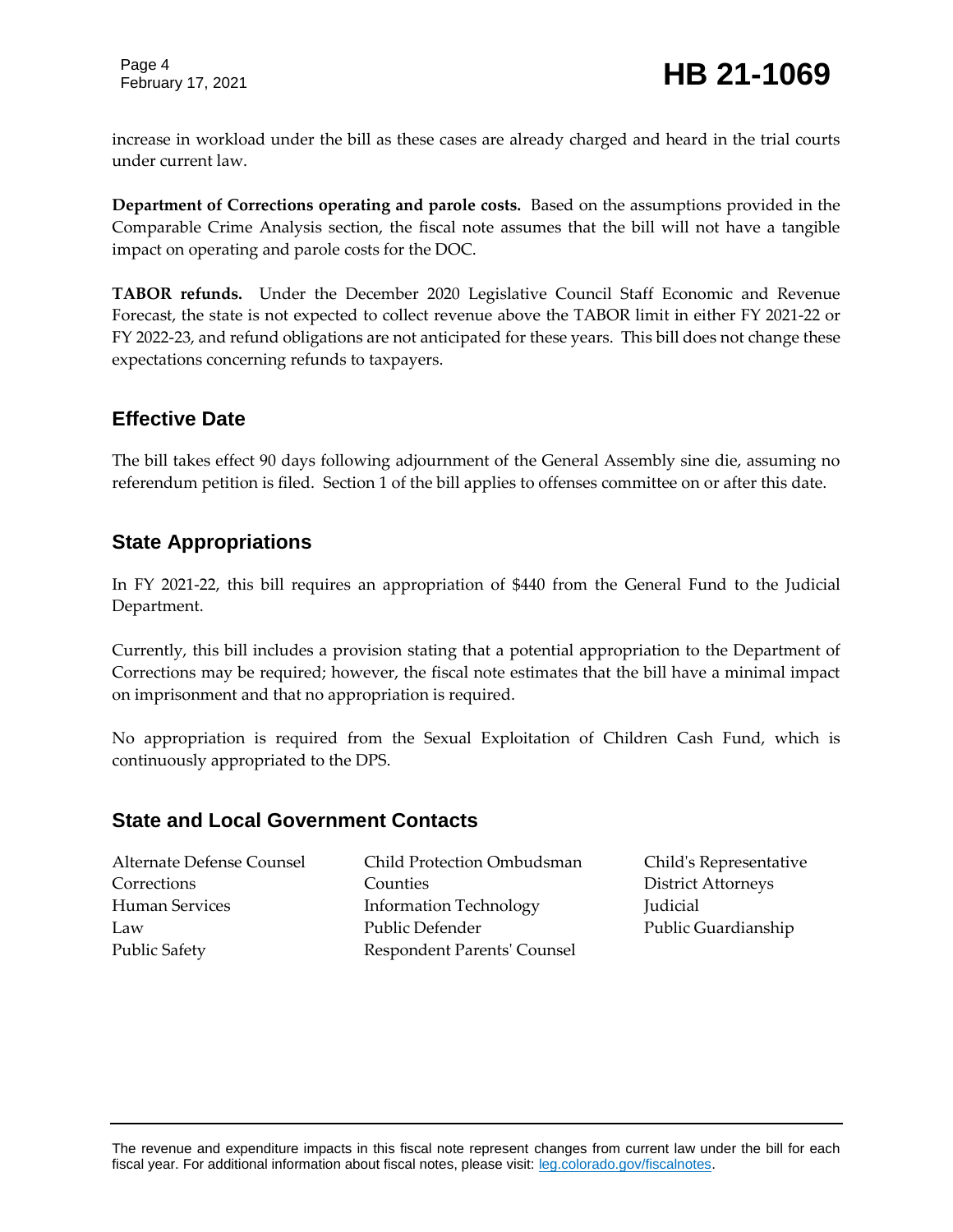increase in workload under the bill as these cases are already charged and heard in the trial courts under current law.

**Department of Corrections operating and parole costs.** Based on the assumptions provided in the Comparable Crime Analysis section, the fiscal note assumes that the bill will not have a tangible impact on operating and parole costs for the DOC.

**TABOR refunds.** Under the December 2020 Legislative Council Staff Economic and Revenue Forecast, the state is not expected to collect revenue above the TABOR limit in either FY 2021-22 or FY 2022-23, and refund obligations are not anticipated for these years. This bill does not change these expectations concerning refunds to taxpayers.

## Effective Date

The bill takes effect 90 days following adjournment of the General Assembly sine die, assuming no referendum petition is filed. Section 1 of the bill applies to offenses committee on or after this date.

## State Appropriations

In FY 2021-22, this bill requires an appropriation of $440 from the General Fund to the Judicial Department.

Currently, this bill includes a provision stating that a potential appropriation to the Department of Corrections may be required; however, the fiscal note estimates that the bill have a minimal impact on imprisonment and that no appropriation is required.

No appropriation is required from the Sexual Exploitation of Children Cash Fund, which is continuously appropriated to the DPS.

## State and Local Government Contacts

| | | |
|---|---|---|
| Alternate Defense Counsel | Child Protection Ombudsman | Child's Representative |
| Corrections | Counties | District Attorneys |
| Human Services | Information Technology | Judicial |
| Law | Public Defender | Public Guardianship |
| Public Safety | Respondent Parents' Counsel | |

The revenue and expenditure impacts in this fiscal note represent changes from current law under the bill for each fiscal year. For additional information about fiscal notes, please visit: leg.colorado.gov/fiscalnotes.